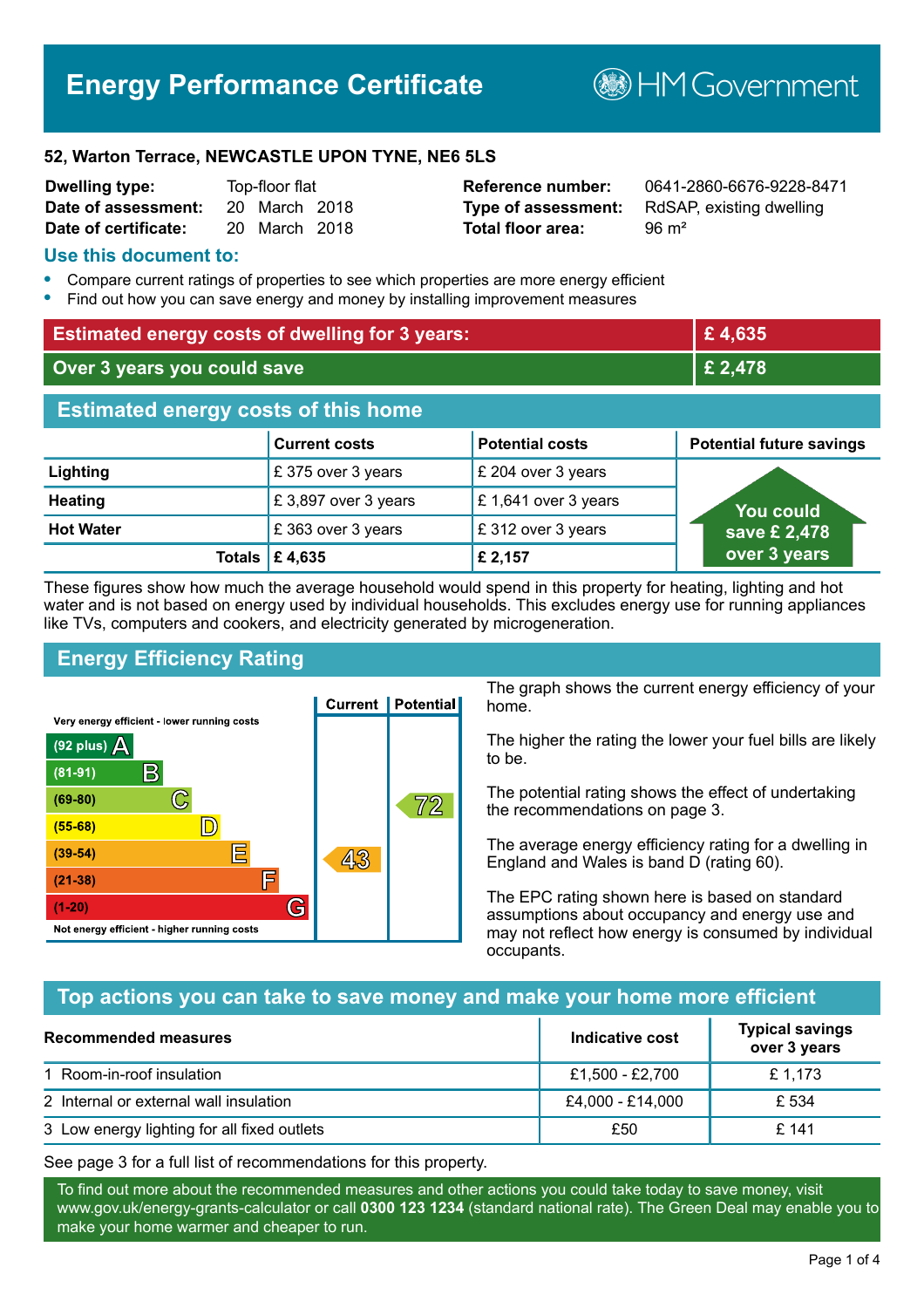# Energy Performance Certificate

HM Government

**52, Warton Terrace, NEWCASTLE UPON TYNE, NE6 5LS**

| | | | |
|---|---|---|---|
| **Dwelling type:** | Top-floor flat | **Reference number:** | 0641-2860-6676-9228-8471 |
| **Date of assessment:** | 20 March 2018 | **Type of assessment:** | RdSAP, existing dwelling |
| **Date of certificate:** | 20 March 2018 | **Total floor area:** | 96 m² |

## Use this document to:

- Compare current ratings of properties to see which properties are more energy efficient
- Find out how you can save energy and money by installing improvement measures

| | |
|---|---|
| **Estimated energy costs of dwelling for 3 years:** | **£ 4,635** |
| **Over 3 years you could save** | **£ 2,478** |

## Estimated energy costs of this home

| | Current costs | Potential costs | Potential future savings |
|---|---|---|---|
| **Lighting** | £ 375 over 3 years | £ 204 over 3 years | You could save £ 2,478 over 3 years |
| **Heating** | £ 3,897 over 3 years | £ 1,641 over 3 years | |
| **Hot Water** | £ 363 over 3 years | £ 312 over 3 years | |
| **Totals** | **£ 4,635** | **£ 2,157** | |

These figures show how much the average household would spend in this property for heating, lighting and hot water and is not based on energy used by individual households. This excludes energy use for running appliances like TVs, computers and cookers, and electricity generated by microgeneration.

## Energy Efficiency Rating

| Rating band | Current | Potential |
|---|---|---|
| Very energy efficient - lower running costs | | |
| (92 plus) A | | |
| (81-91) B | | |
| (69-80) C | | 72 |
| (55-68) D | | |
| (39-54) E | 43 | |
| (21-38) F | | |
| (1-20) G | | |
| Not energy efficient - higher running costs | | |

The graph shows the current energy efficiency of your home.

The higher the rating the lower your fuel bills are likely to be.

The potential rating shows the effect of undertaking the recommendations on page 3.

The average energy efficiency rating for a dwelling in England and Wales is band D (rating 60).

The EPC rating shown here is based on standard assumptions about occupancy and energy use and may not reflect how energy is consumed by individual occupants.

## Top actions you can take to save money and make your home more efficient

| Recommended measures | Indicative cost | Typical savings over 3 years |
|---|---|---|
| 1 Room-in-roof insulation | £1,500 - £2,700 | £ 1,173 |
| 2 Internal or external wall insulation | £4,000 - £14,000 | £ 534 |
| 3 Low energy lighting for all fixed outlets | £50 | £ 141 |

See page 3 for a full list of recommendations for this property.

To find out more about the recommended measures and other actions you could take today to save money, visit www.gov.uk/energy-grants-calculator or call **0300 123 1234** (standard national rate). The Green Deal may enable you to make your home warmer and cheaper to run.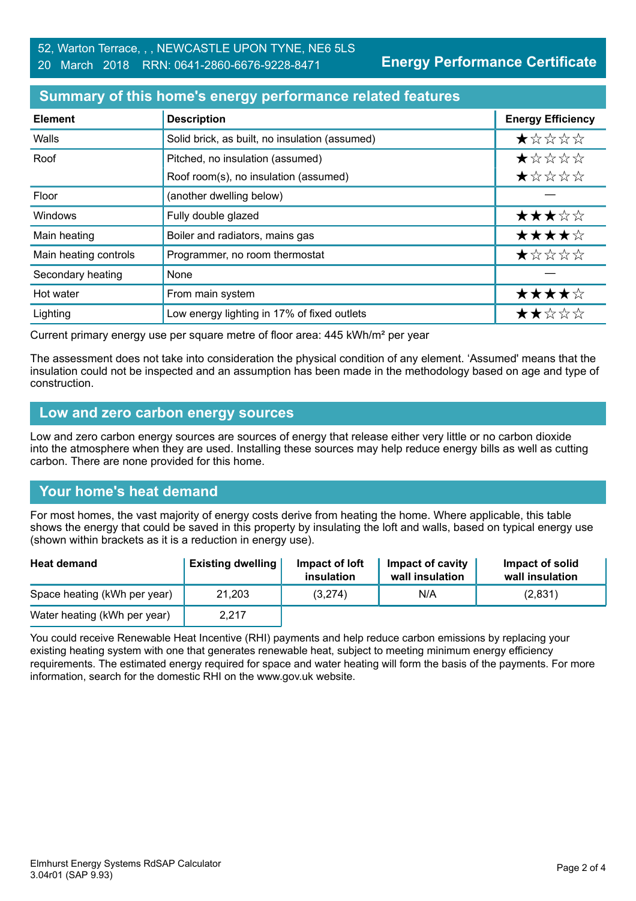52, Warton Terrace, , , NEWCASTLE UPON TYNE, NE6 5LS
20 March 2018 RRN: 0641-2860-6676-9228-8471

**Energy Performance Certificate**

## Summary of this home's energy performance related features

| Element | Description | Energy Efficiency |
|---|---|---|
| Walls | Solid brick, as built, no insulation (assumed) | ★☆☆☆☆ |
| Roof | Pitched, no insulation (assumed) | ★☆☆☆☆ |
| | Roof room(s), no insulation (assumed) | ★☆☆☆☆ |
| Floor | (another dwelling below) | — |
| Windows | Fully double glazed | ★★★☆☆ |
| Main heating | Boiler and radiators, mains gas | ★★★★☆ |
| Main heating controls | Programmer, no room thermostat | ★☆☆☆☆ |
| Secondary heating | None | — |
| Hot water | From main system | ★★★★☆ |
| Lighting | Low energy lighting in 17% of fixed outlets | ★★☆☆☆ |

Current primary energy use per square metre of floor area: 445 kWh/m² per year

The assessment does not take into consideration the physical condition of any element. 'Assumed' means that the insulation could not be inspected and an assumption has been made in the methodology based on age and type of construction.

## Low and zero carbon energy sources

Low and zero carbon energy sources are sources of energy that release either very little or no carbon dioxide into the atmosphere when they are used. Installing these sources may help reduce energy bills as well as cutting carbon. There are none provided for this home.

## Your home's heat demand

For most homes, the vast majority of energy costs derive from heating the home. Where applicable, this table shows the energy that could be saved in this property by insulating the loft and walls, based on typical energy use (shown within brackets as it is a reduction in energy use).

| Heat demand | Existing dwelling | Impact of loft insulation | Impact of cavity wall insulation | Impact of solid wall insulation |
|---|---|---|---|---|
| Space heating (kWh per year) | 21,203 | (3,274) | N/A | (2,831) |
| Water heating (kWh per year) | 2,217 | | | |

You could receive Renewable Heat Incentive (RHI) payments and help reduce carbon emissions by replacing your existing heating system with one that generates renewable heat, subject to meeting minimum energy efficiency requirements. The estimated energy required for space and water heating will form the basis of the payments. For more information, search for the domestic RHI on the www.gov.uk website.

Elmhurst Energy Systems RdSAP Calculator
3.04r01 (SAP 9.93)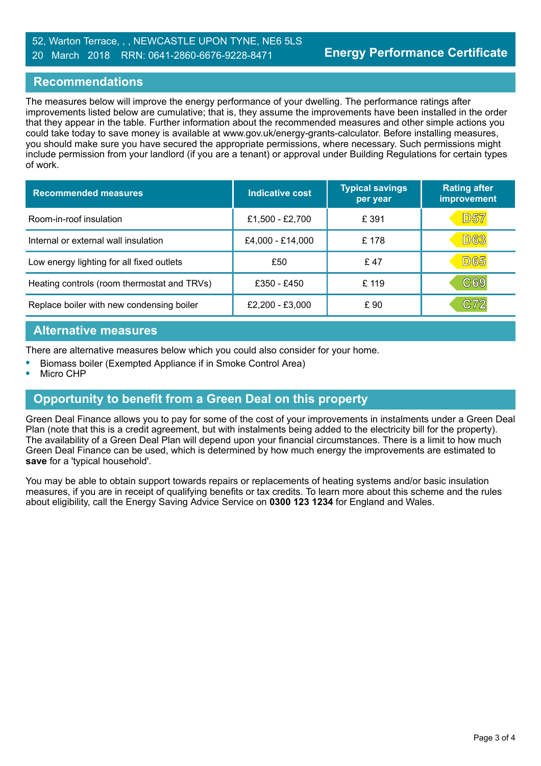52, Warton Terrace, , , NEWCASTLE UPON TYNE, NE6 5LS
20 March 2018 RRN: 0641-2860-6676-9228-8471

**Energy Performance Certificate**

## Recommendations

The measures below will improve the energy performance of your dwelling. The performance ratings after improvements listed below are cumulative; that is, they assume the improvements have been installed in the order that they appear in the table. Further information about the recommended measures and other simple actions you could take today to save money is available at www.gov.uk/energy-grants-calculator. Before installing measures, you should make sure you have secured the appropriate permissions, where necessary. Such permissions might include permission from your landlord (if you are a tenant) or approval under Building Regulations for certain types of work.

| Recommended measures | Indicative cost | Typical savings per year | Rating after improvement |
|---|---|---|---|
| Room-in-roof insulation | £1,500 - £2,700 | £ 391 | D57 |
| Internal or external wall insulation | £4,000 - £14,000 | £ 178 | D63 |
| Low energy lighting for all fixed outlets | £50 | £ 47 | D65 |
| Heating controls (room thermostat and TRVs) | £350 - £450 | £ 119 | C69 |
| Replace boiler with new condensing boiler | £2,200 - £3,000 | £ 90 | C72 |

## Alternative measures

There are alternative measures below which you could also consider for your home.

- Biomass boiler (Exempted Appliance if in Smoke Control Area)
- Micro CHP

## Opportunity to benefit from a Green Deal on this property

Green Deal Finance allows you to pay for some of the cost of your improvements in instalments under a Green Deal Plan (note that this is a credit agreement, but with instalments being added to the electricity bill for the property). The availability of a Green Deal Plan will depend upon your financial circumstances. There is a limit to how much Green Deal Finance can be used, which is determined by how much energy the improvements are estimated to **save** for a 'typical household'.

You may be able to obtain support towards repairs or replacements of heating systems and/or basic insulation measures, if you are in receipt of qualifying benefits or tax credits. To learn more about this scheme and the rules about eligibility, call the Energy Saving Advice Service on **0300 123 1234** for England and Wales.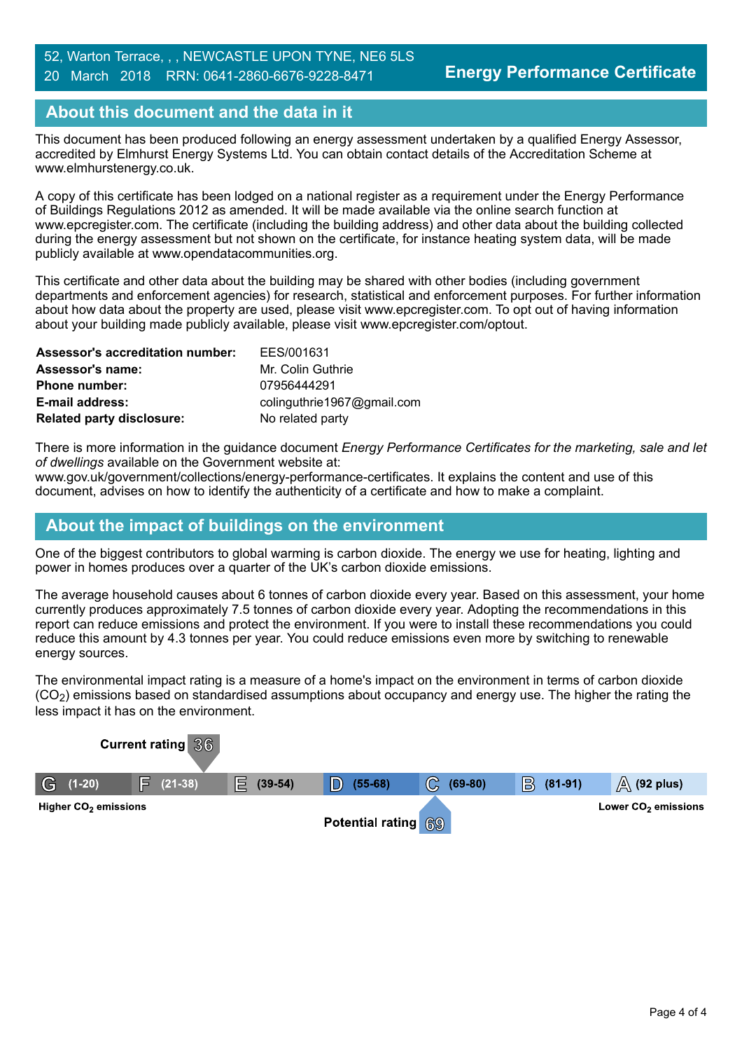52, Warton Terrace, , , NEWCASTLE UPON TYNE, NE6 5LS
20 March 2018 RRN: 0641-2860-6676-9228-8471

**Energy Performance Certificate**

## About this document and the data in it

This document has been produced following an energy assessment undertaken by a qualified Energy Assessor, accredited by Elmhurst Energy Systems Ltd. You can obtain contact details of the Accreditation Scheme at www.elmhurstenergy.co.uk.

A copy of this certificate has been lodged on a national register as a requirement under the Energy Performance of Buildings Regulations 2012 as amended. It will be made available via the online search function at www.epcregister.com. The certificate (including the building address) and other data about the building collected during the energy assessment but not shown on the certificate, for instance heating system data, will be made publicly available at www.opendatacommunities.org.

This certificate and other data about the building may be shared with other bodies (including government departments and enforcement agencies) for research, statistical and enforcement purposes. For further information about how data about the property are used, please visit www.epcregister.com. To opt out of having information about your building made publicly available, please visit www.epcregister.com/optout.

| | |
|---|---|
| **Assessor's accreditation number:** | EES/001631 |
| **Assessor's name:** | Mr. Colin Guthrie |
| **Phone number:** | 07956444291 |
| **E-mail address:** | colinguthrie1967@gmail.com |
| **Related party disclosure:** | No related party |

There is more information in the guidance document *Energy Performance Certificates for the marketing, sale and let of dwellings* available on the Government website at: www.gov.uk/government/collections/energy-performance-certificates. It explains the content and use of this document, advises on how to identify the authenticity of a certificate and how to make a complaint.

## About the impact of buildings on the environment

One of the biggest contributors to global warming is carbon dioxide. The energy we use for heating, lighting and power in homes produces over a quarter of the UK's carbon dioxide emissions.

The average household causes about 6 tonnes of carbon dioxide every year. Based on this assessment, your home currently produces approximately 7.5 tonnes of carbon dioxide every year. Adopting the recommendations in this report can reduce emissions and protect the environment. If you were to install these recommendations you could reduce this amount by 4.3 tonnes per year. You could reduce emissions even more by switching to renewable energy sources.

The environmental impact rating is a measure of a home's impact on the environment in terms of carbon dioxide ($CO_2$) emissions based on standardised assumptions about occupancy and energy use. The higher the rating the less impact it has on the environment.

Current rating 36

G (1-20) F (21-38) E (39-54) D (55-68) C (69-80) B (81-91) A (92 plus)

Higher $CO_2$ emissions

Lower $CO_2$ emissions

Potential rating 69